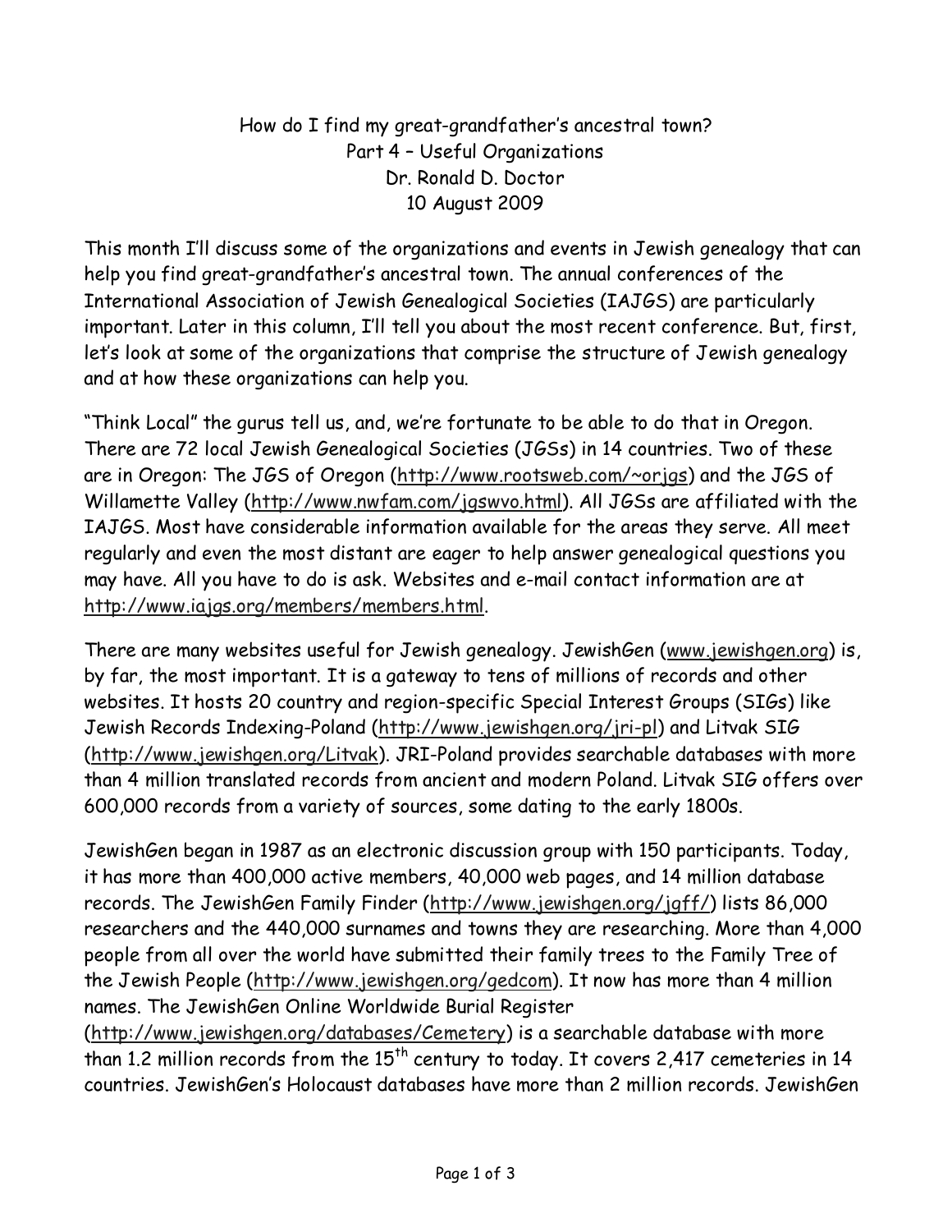# How do I find my great-grandfather's ancestral town?

## Part 4 – Useful Organizations

Dr. Ronald D. Doctor

10 August 2009

This month I'll discuss some of the organizations and events in Jewish genealogy that can help you find great-grandfather's ancestral town. The annual conferences of the International Association of Jewish Genealogical Societies (IAJGS) are particularly important. Later in this column, I'll tell you about the most recent conference. But, first, let's look at some of the organizations that comprise the structure of Jewish genealogy and at how these organizations can help you.

"Think Local" the gurus tell us, and, we're fortunate to be able to do that in Oregon. There are 72 local Jewish Genealogical Societies (JGSs) in 14 countries. Two of these are in Oregon: The JGS of Oregon (http://www.rootsweb.com/~orjgs) and the JGS of Willamette Valley (http://www.nwfam.com/jgswvo.html). All JGSs are affiliated with the IAJGS. Most have considerable information available for the areas they serve. All meet regularly and even the most distant are eager to help answer genealogical questions you may have. All you have to do is ask. Websites and e-mail contact information are at http://www.iajgs.org/members/members.html.

There are many websites useful for Jewish genealogy. JewishGen (www.jewishgen.org) is, by far, the most important. It is a gateway to tens of millions of records and other websites. It hosts 20 country and region-specific Special Interest Groups (SIGs) like Jewish Records Indexing-Poland (http://www.jewishgen.org/jri-pl) and Litvak SIG (http://www.jewishgen.org/Litvak). JRI-Poland provides searchable databases with more than 4 million translated records from ancient and modern Poland. Litvak SIG offers over 600,000 records from a variety of sources, some dating to the early 1800s.

JewishGen began in 1987 as an electronic discussion group with 150 participants. Today, it has more than 400,000 active members, 40,000 web pages, and 14 million database records. The JewishGen Family Finder (http://www.jewishgen.org/jgff/) lists 86,000 researchers and the 440,000 surnames and towns they are researching. More than 4,000 people from all over the world have submitted their family trees to the Family Tree of the Jewish People (http://www.jewishgen.org/gedcom). It now has more than 4 million names. The JewishGen Online Worldwide Burial Register (http://www.jewishgen.org/databases/Cemetery) is a searchable database with more than 1.2 million records from the 15th century to today. It covers 2,417 cemeteries in 14 countries. JewishGen's Holocaust databases have more than 2 million records. JewishGen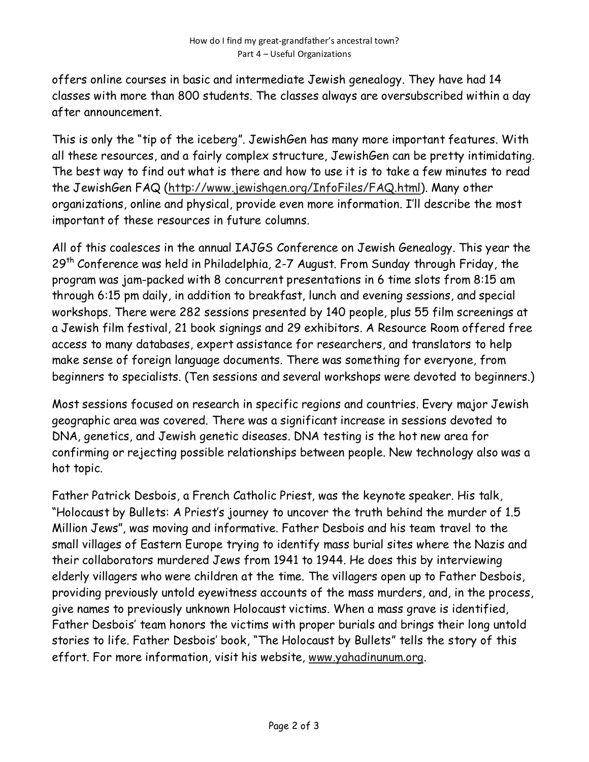offers online courses in basic and intermediate Jewish genealogy. They have had 14 classes with more than 800 students. The classes always are oversubscribed within a day after announcement.

This is only the "tip of the iceberg". JewishGen has many more important features. With all these resources, and a fairly complex structure, JewishGen can be pretty intimidating. The best way to find out what is there and how to use it is to take a few minutes to read the JewishGen FAQ (http://www.jewishgen.org/InfoFiles/FAQ.html). Many other organizations, online and physical, provide even more information. I'll describe the most important of these resources in future columns.

All of this coalesces in the annual IAJGS Conference on Jewish Genealogy. This year the 29th Conference was held in Philadelphia, 2-7 August. From Sunday through Friday, the program was jam-packed with 8 concurrent presentations in 6 time slots from 8:15 am through 6:15 pm daily, in addition to breakfast, lunch and evening sessions, and special workshops. There were 282 sessions presented by 140 people, plus 55 film screenings at a Jewish film festival, 21 book signings and 29 exhibitors. A Resource Room offered free access to many databases, expert assistance for researchers, and translators to help make sense of foreign language documents. There was something for everyone, from beginners to specialists. (Ten sessions and several workshops were devoted to beginners.)

Most sessions focused on research in specific regions and countries. Every major Jewish geographic area was covered. There was a significant increase in sessions devoted to DNA, genetics, and Jewish genetic diseases. DNA testing is the hot new area for confirming or rejecting possible relationships between people. New technology also was a hot topic.

Father Patrick Desbois, a French Catholic Priest, was the keynote speaker. His talk, "Holocaust by Bullets: A Priest's journey to uncover the truth behind the murder of 1.5 Million Jews", was moving and informative. Father Desbois and his team travel to the small villages of Eastern Europe trying to identify mass burial sites where the Nazis and their collaborators murdered Jews from 1941 to 1944. He does this by interviewing elderly villagers who were children at the time. The villagers open up to Father Desbois, providing previously untold eyewitness accounts of the mass murders, and, in the process, give names to previously unknown Holocaust victims. When a mass grave is identified, Father Desbois' team honors the victims with proper burials and brings their long untold stories to life. Father Desbois' book, "The Holocaust by Bullets" tells the story of this effort. For more information, visit his website, www.yahadinunum.org.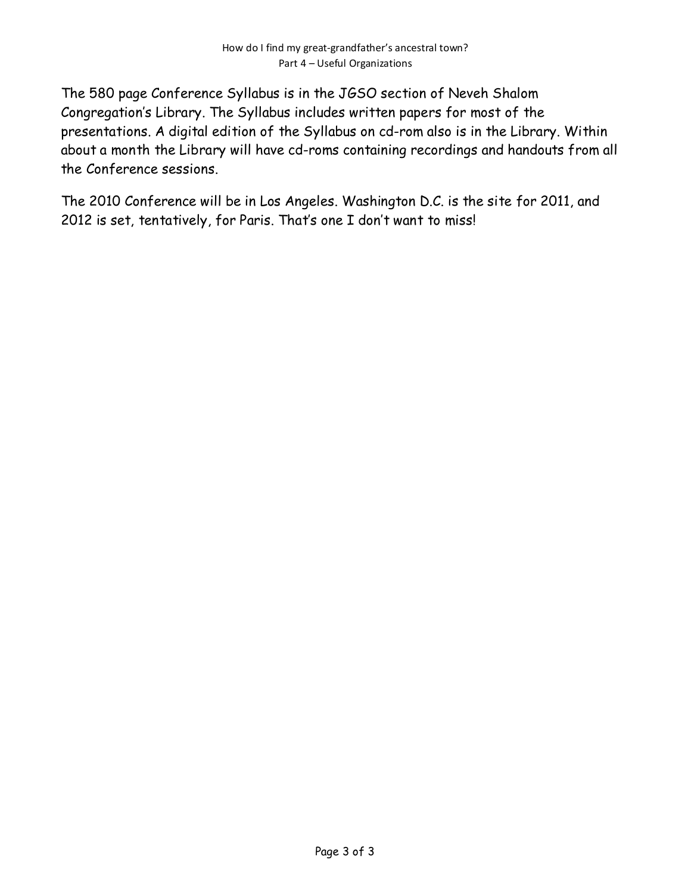The 580 page Conference Syllabus is in the JGSO section of Neveh Shalom Congregation's Library. The Syllabus includes written papers for most of the presentations. A digital edition of the Syllabus on cd-rom also is in the Library. Within about a month the Library will have cd-roms containing recordings and handouts from all the Conference sessions.

The 2010 Conference will be in Los Angeles. Washington D.C. is the site for 2011, and 2012 is set, tentatively, for Paris. That's one I don't want to miss!